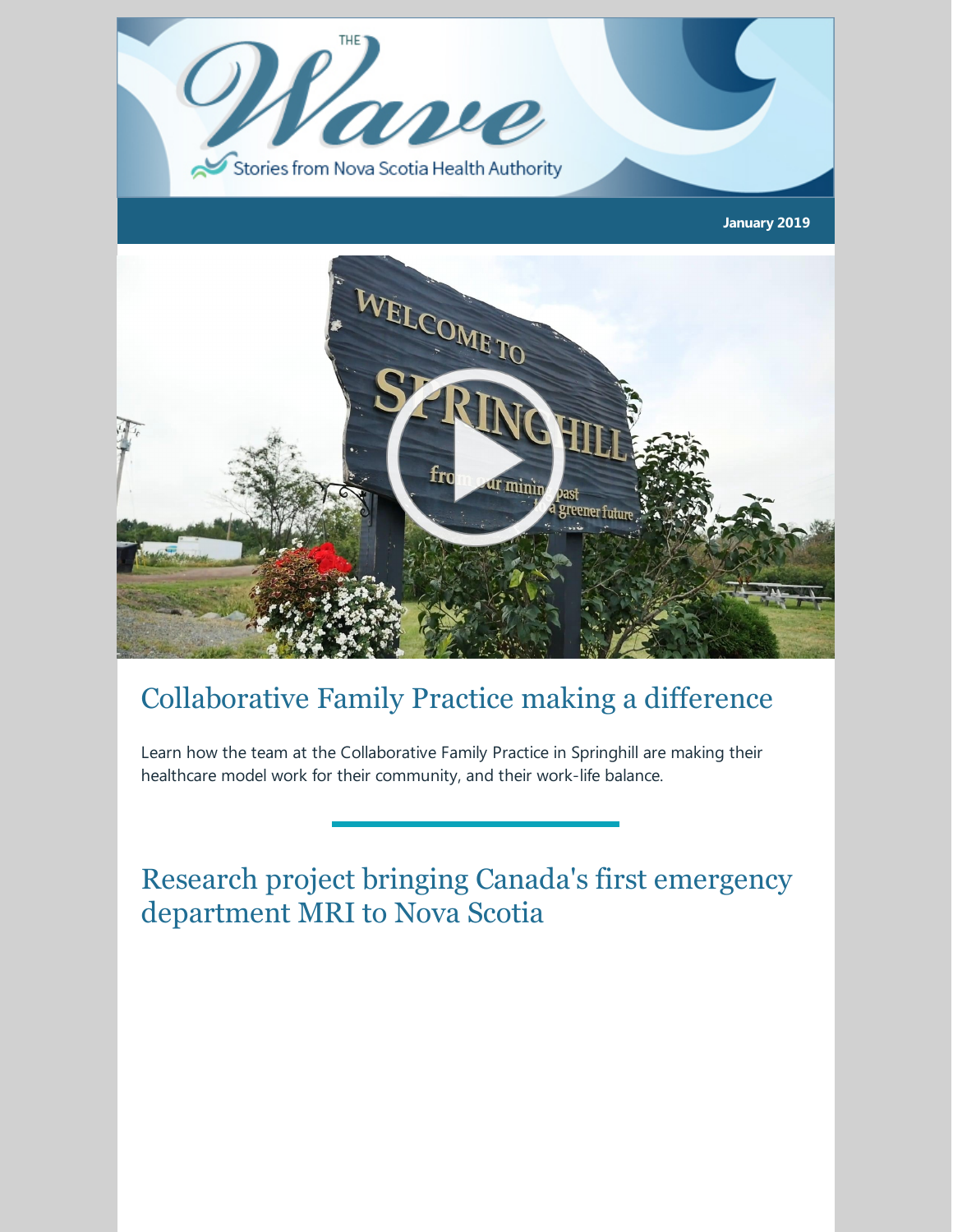# The Wave

Stories from Nova Scotia Health Authority

**January 2019**

## Collaborative Family Practice making a difference

Learn how the team at the Collaborative Family Practice in Springhill are making their healthcare model work for their community, and their work-life balance.

## Research project bringing Canada's first emergency department MRI to Nova Scotia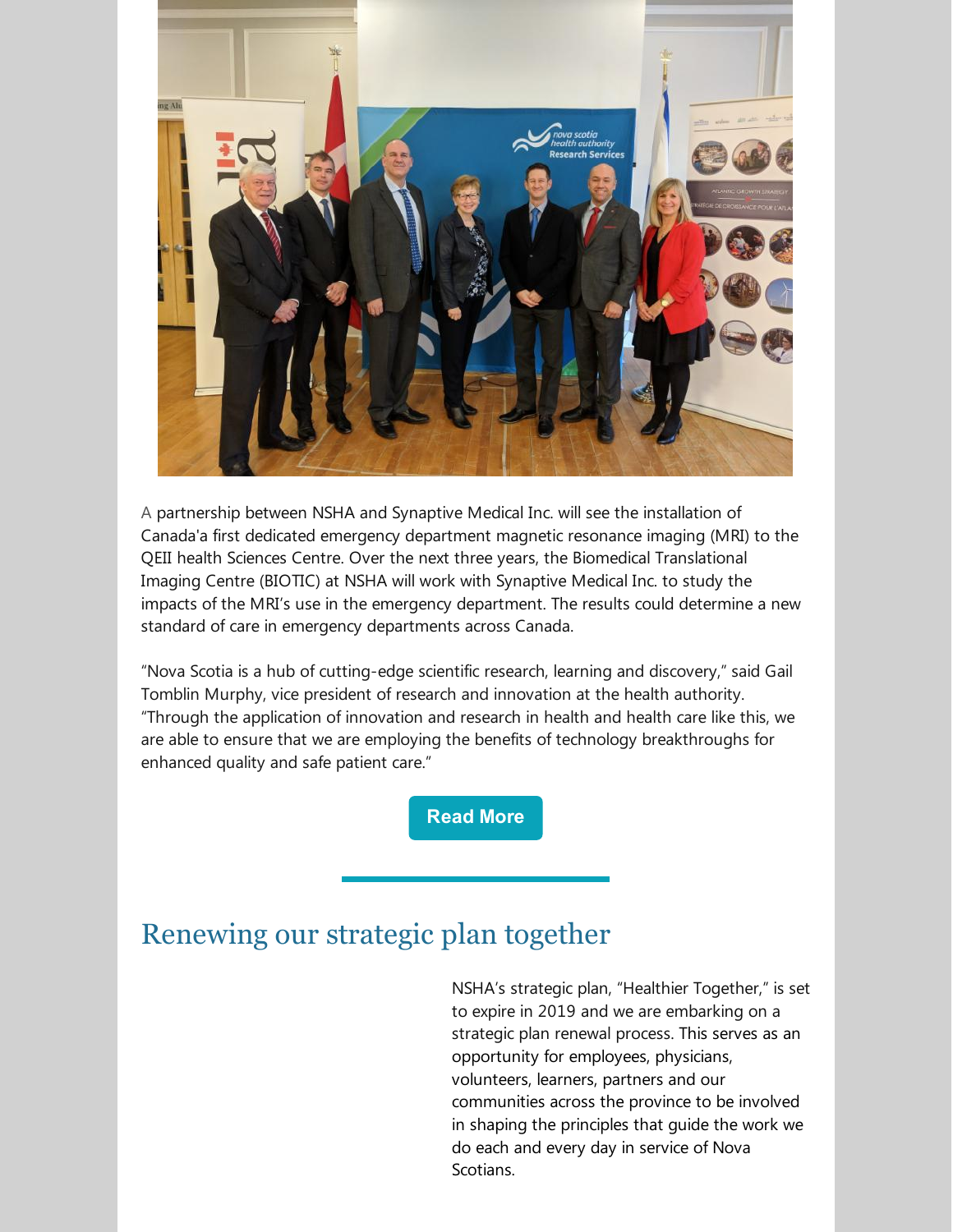A partnership between NSHA and Synaptive Medical Inc. will see the installation of Canada's first dedicated emergency department magnetic resonance imaging (MRI) to the QEII health Sciences Centre. Over the next three years, the Biomedical Translational Imaging Centre (BIOTIC) at NSHA will work with Synaptive Medical Inc. to study the impacts of the MRI's use in the emergency department. The results could determine a new standard of care in emergency departments across Canada.

"Nova Scotia is a hub of cutting-edge scientific research, learning and discovery," said Gail Tomblin Murphy, vice president of research and innovation at the health authority. "Through the application of innovation and research in health and health care like this, we are able to ensure that we are employing the benefits of technology breakthroughs for enhanced quality and safe patient care."

Read More

## Renewing our strategic plan together

NSHA's strategic plan, "Healthier Together," is set to expire in 2019 and we are embarking on a strategic plan renewal process. This serves as an opportunity for employees, physicians, volunteers, learners, partners and our communities across the province to be involved in shaping the principles that guide the work we do each and every day in service of Nova Scotians.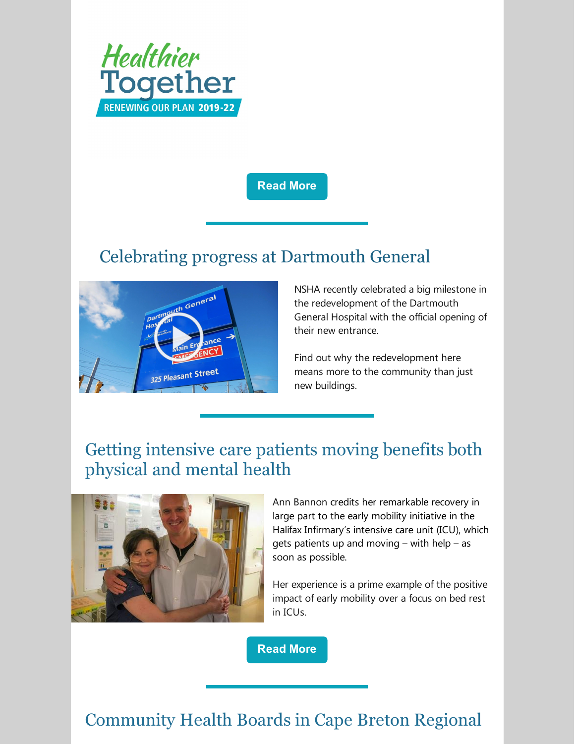Healthier Together

RENEWING OUR PLAN 2019-22

Read More

## Celebrating progress at Dartmouth General

NSHA recently celebrated a big milestone in the redevelopment of the Dartmouth General Hospital with the official opening of their new entrance.

Find out why the redevelopment here means more to the community than just new buildings.

## Getting intensive care patients moving benefits both physical and mental health

Ann Bannon credits her remarkable recovery in large part to the early mobility initiative in the Halifax Infirmary's intensive care unit (ICU), which gets patients up and moving – with help – as soon as possible.

Her experience is a prime example of the positive impact of early mobility over a focus on bed rest in ICUs.

Read More

## Community Health Boards in Cape Breton Regional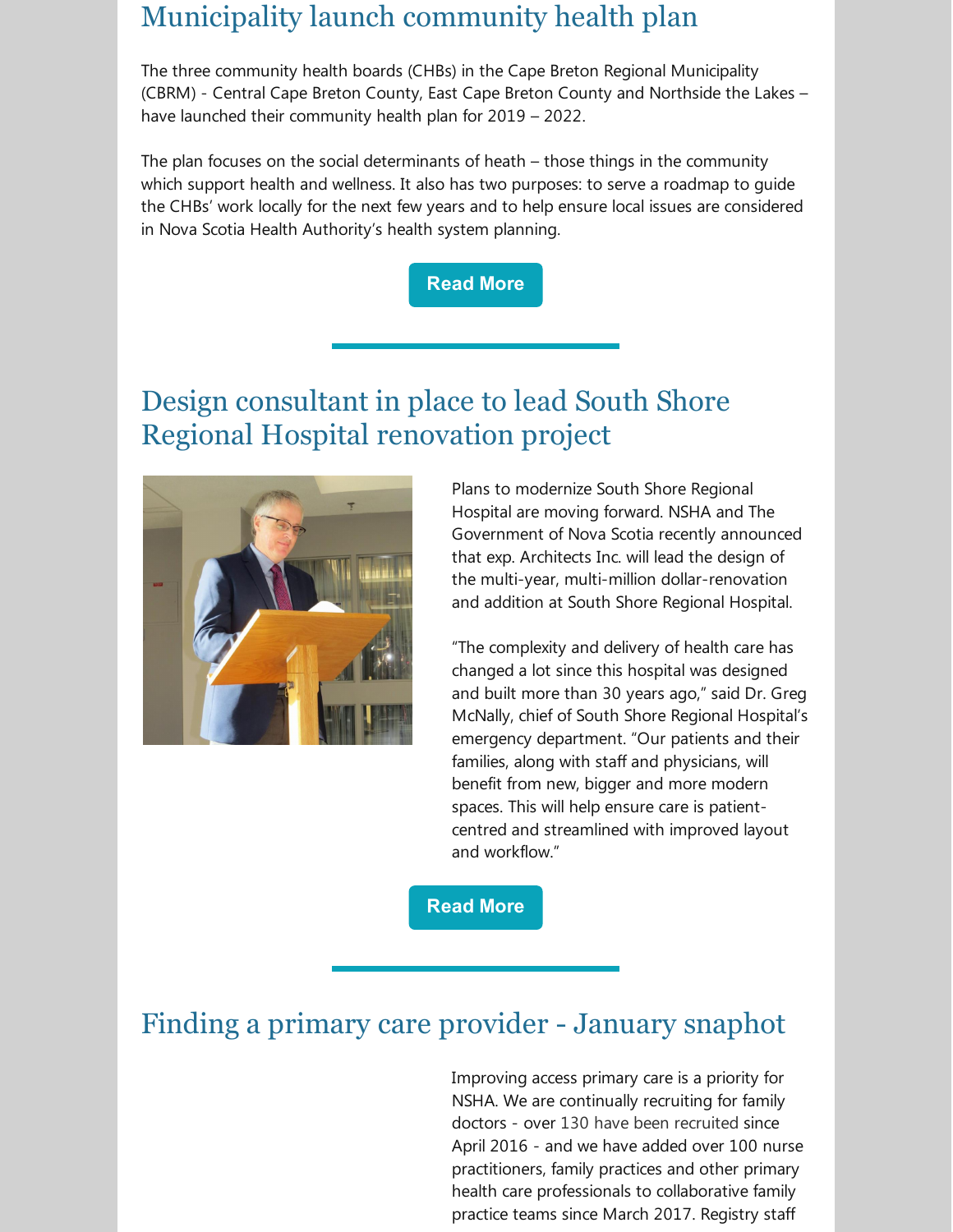## Municipality launch community health plan

The three community health boards (CHBs) in the Cape Breton Regional Municipality (CBRM) - Central Cape Breton County, East Cape Breton County and Northside the Lakes – have launched their community health plan for 2019 – 2022.

The plan focuses on the social determinants of heath – those things in the community which support health and wellness. It also has two purposes: to serve a roadmap to guide the CHBs' work locally for the next few years and to help ensure local issues are considered in Nova Scotia Health Authority's health system planning.

Read More

## Design consultant in place to lead South Shore Regional Hospital renovation project

Plans to modernize South Shore Regional Hospital are moving forward. NSHA and The Government of Nova Scotia recently announced that exp. Architects Inc. will lead the design of the multi-year, multi-million dollar-renovation and addition at South Shore Regional Hospital.

"The complexity and delivery of health care has changed a lot since this hospital was designed and built more than 30 years ago," said Dr. Greg McNally, chief of South Shore Regional Hospital's emergency department. "Our patients and their families, along with staff and physicians, will benefit from new, bigger and more modern spaces. This will help ensure care is patient-centred and streamlined with improved layout and workflow."

Read More

## Finding a primary care provider - January snaphot

Improving access primary care is a priority for NSHA. We are continually recruiting for family doctors - over 130 have been recruited since April 2016 - and we have added over 100 nurse practitioners, family practices and other primary health care professionals to collaborative family practice teams since March 2017. Registry staff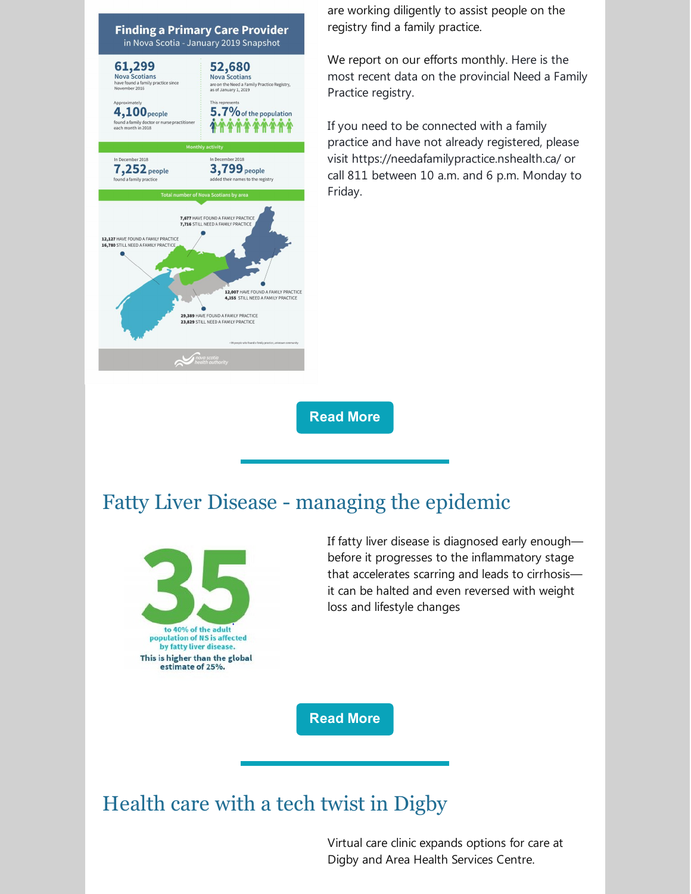## Finding a Primary Care Provider

in Nova Scotia - January 2019 Snapshot

**61,299** Nova Scotians have found a family practice since November 2016

**52,680** Nova Scotians are on the Need a Family Practice Registry, as of January 1, 2019

Approximately **4,100** people found a family doctor or nurse practitioner each month in 2018

This represents **5.7%** of the population

**Monthly activity**

In December 2018 **7,252** people found a family practice

In December 2018 **3,799** people added their names to the registry

**Total number of Nova Scotians by area**

7,677 HAVE FOUND A FAMILY PRACTICE
7,716 STILL NEED A FAMILY PRACTICE

12,127 HAVE FOUND A FAMILY PRACTICE
16,780 STILL NEED A FAMILY PRACTICE

12,007 HAVE FOUND A FAMILY PRACTICE
4,355 STILL NEED A FAMILY PRACTICE

29,389 HAVE FOUND A FAMILY PRACTICE
23,829 STILL NEED A FAMILY PRACTICE

are working diligently to assist people on the registry find a family practice.

We report on our efforts monthly. Here is the most recent data on the provincial Need a Family Practice registry.

If you need to be connected with a family practice and have not already registered, please visit https://needafamilypractice.nshealth.ca/ or call 811 between 10 a.m. and 6 p.m. Monday to Friday.

Read More

## Fatty Liver Disease - managing the epidemic

**35** to 40% of the adult population of NS is affected by fatty liver disease. This is higher than the global estimate of 25%.

If fatty liver disease is diagnosed early enough—before it progresses to the inflammatory stage that accelerates scarring and leads to cirrhosis—it can be halted and even reversed with weight loss and lifestyle changes

Read More

## Health care with a tech twist in Digby

Virtual care clinic expands options for care at Digby and Area Health Services Centre.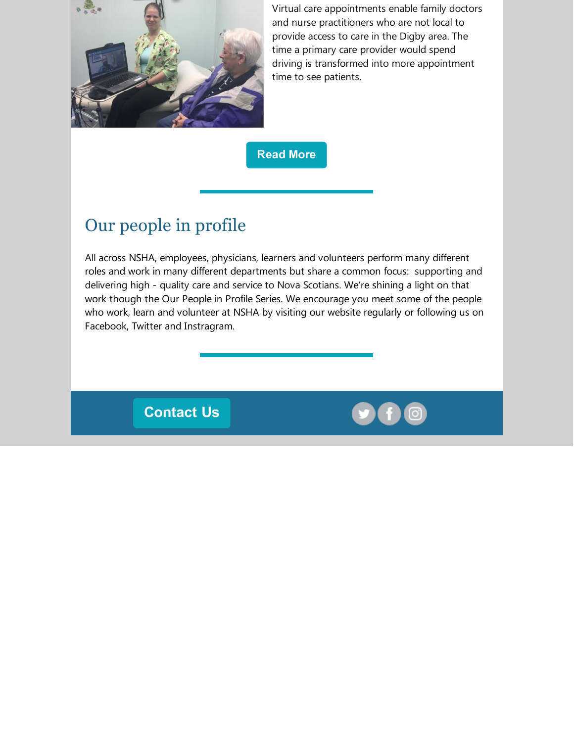Virtual care appointments enable family doctors and nurse practitioners who are not local to provide access to care in the Digby area. The time a primary care provider would spend driving is transformed into more appointment time to see patients.

Read More

## Our people in profile

All across NSHA, employees, physicians, learners and volunteers perform many different roles and work in many different departments but share a common focus:  supporting and delivering high - quality care and service to Nova Scotians. We're shining a light on that work though the Our People in Profile Series. We encourage you meet some of the people who work, learn and volunteer at NSHA by visiting our website regularly or following us on Facebook, Twitter and Instragram.

Contact Us